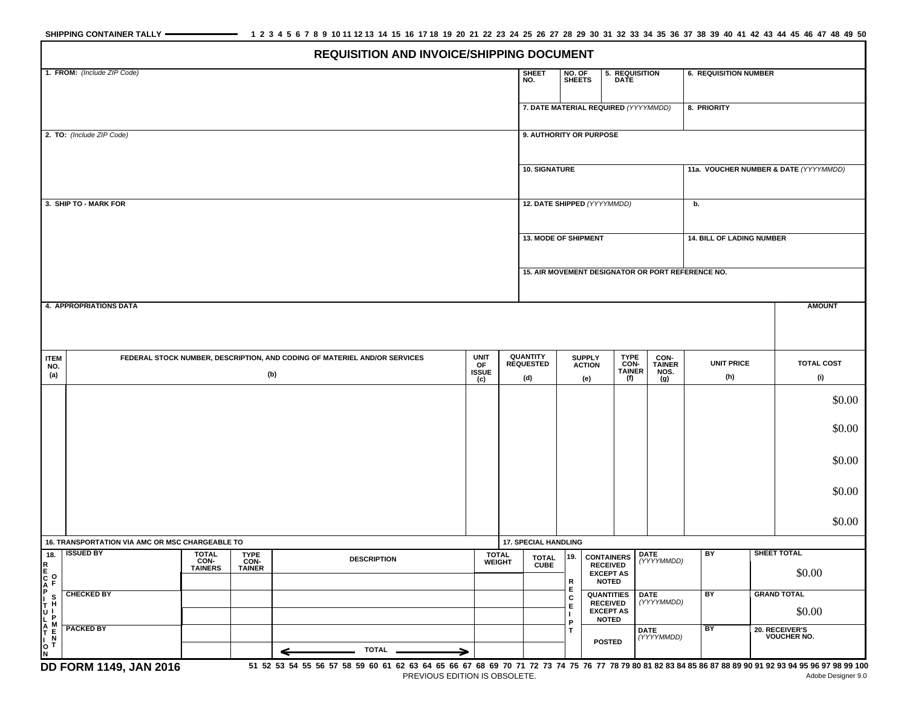SHIPPING CONTAINER TALLY ——— 1 2 3 4 5 6 7 8 9 10 11 12 13 14 15 16 17 18 19 20 21 22 23 24 25 26 27 28 29 30 31 32 33 34 35 36 37 38 39 40 41 42 43 44 45 46 47 48 49 50

# REQUISITION AND INVOICE/SHIPPING DOCUMENT

| 1. FROM: *(Include ZIP Code)* | SHEET NO. | NO. OF SHEETS | 5. REQUISITION DATE | 6. REQUISITION NUMBER |
|---|---|---|---|---|
| | 7. DATE MATERIAL REQUIRED *(YYYYMMDD)* | | | 8. PRIORITY |
| 2. TO: *(Include ZIP Code)* | 9. AUTHORITY OR PURPOSE | | | |
| | 10. SIGNATURE | | | 11a. VOUCHER NUMBER & DATE *(YYYYMMDD)* |
| 3. SHIP TO - MARK FOR | 12. DATE SHIPPED *(YYYYMMDD)* | | | b. |
| | 13. MODE OF SHIPMENT | | | 14. BILL OF LADING NUMBER |
| | 15. AIR MOVEMENT DESIGNATOR OR PORT REFERENCE NO. | | | |

| 4. APPROPRIATIONS DATA | AMOUNT |
|---|---|
| | |

| ITEM NO. (a) | FEDERAL STOCK NUMBER, DESCRIPTION, AND CODING OF MATERIEL AND/OR SERVICES (b) | UNIT OF ISSUE (c) | QUANTITY REQUESTED (d) | SUPPLY ACTION (e) | TYPE CON-TAINER (f) | CON-TAINER NOS. (g) | UNIT PRICE (h) | TOTAL COST (i) |
|---|---|---|---|---|---|---|---|---|
| | | | | | | | | $0.00 |
| | | | | | | | | $0.00 |
| | | | | | | | | $0.00 |
| | | | | | | | | $0.00 |
| | | | | | | | | $0.00 |

| 16. TRANSPORTATION VIA AMC OR MSC CHARGEABLE TO | 17. SPECIAL HANDLING |
|---|---|
| | |

| 18. RECAPITULATION OF SHIPMENT | TOTAL CON-TAINERS | TYPE CON-TAINER | DESCRIPTION | TOTAL WEIGHT | TOTAL CUBE | 19. RECEIPT | | DATE *(YYYYMMDD)* | BY | |
|---|---|---|---|---|---|---|---|---|---|---|
| ISSUED BY | | | | | | | CONTAINERS RECEIVED EXCEPT AS NOTED | | | SHEET TOTAL $0.00 |
| CHECKED BY | | | | | | | QUANTITIES RECEIVED EXCEPT AS NOTED | | | GRAND TOTAL $0.00 |
| PACKED BY | | | TOTAL | | | | POSTED | | | 20. RECEIVER'S VOUCHER NO. |

DD FORM 1149, JAN 2016 — 51 52 53 54 55 56 57 58 59 60 61 62 63 64 65 66 67 68 69 70 71 72 73 74 75 76 77 78 79 80 81 82 83 84 85 86 87 88 89 90 91 92 93 94 95 96 97 98 99 100

PREVIOUS EDITION IS OBSOLETE.

Adobe Designer 9.0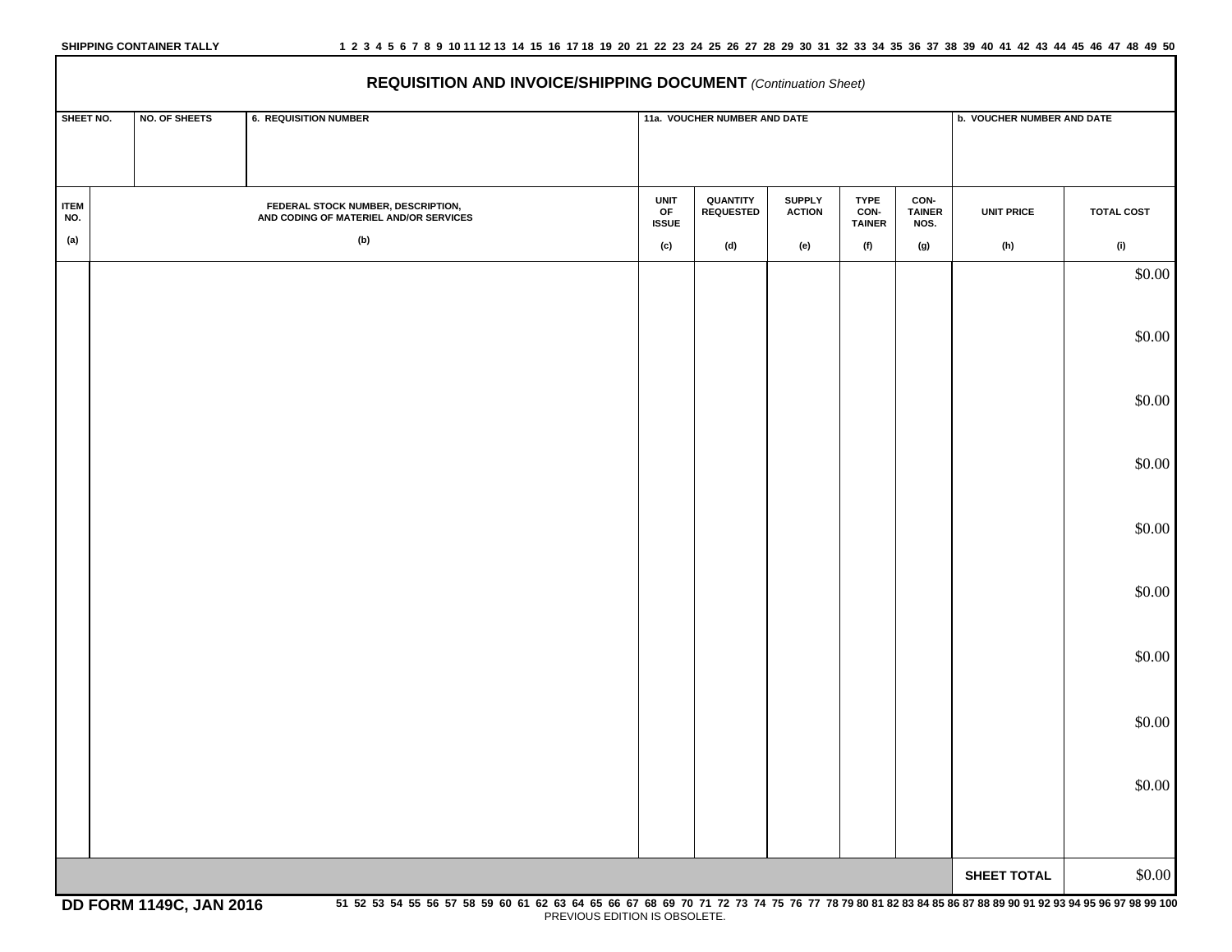SHIPPING CONTAINER TALLY 1 2 3 4 5 6 7 8 9 10 11 12 13 14 15 16 17 18 19 20 21 22 23 24 25 26 27 28 29 30 31 32 33 34 35 36 37 38 39 40 41 42 43 44 45 46 47 48 49 50

## REQUISITION AND INVOICE/SHIPPING DOCUMENT *(Continuation Sheet)*

| SHEET NO. | NO. OF SHEETS | 6. REQUISITION NUMBER | 11a. VOUCHER NUMBER AND DATE | b. VOUCHER NUMBER AND DATE |
|---|---|---|---|---|
| | | | | |

| ITEM NO. (a) | FEDERAL STOCK NUMBER, DESCRIPTION, AND CODING OF MATERIEL AND/OR SERVICES (b) | UNIT OF ISSUE (c) | QUANTITY REQUESTED (d) | SUPPLY ACTION (e) | TYPE CON-TAINER (f) | CON-TAINER NOS. (g) | UNIT PRICE (h) | TOTAL COST (i) |
|---|---|---|---|---|---|---|---|---|
| | | | | | | | | $0.00 |
| | | | | | | | | $0.00 |
| | | | | | | | | $0.00 |
| | | | | | | | | $0.00 |
| | | | | | | | | $0.00 |
| | | | | | | | | $0.00 |
| | | | | | | | | $0.00 |
| | | | | | | | | $0.00 |
| | | | | | | | | $0.00 |
| | | | | | | | SHEET TOTAL | $0.00 |

**DD FORM 1149C, JAN 2016** 51 52 53 54 55 56 57 58 59 60 61 62 63 64 65 66 67 68 69 70 71 72 73 74 75 76 77 78 79 80 81 82 83 84 85 86 87 88 89 90 91 92 93 94 95 96 97 98 99 100

PREVIOUS EDITION IS OBSOLETE.